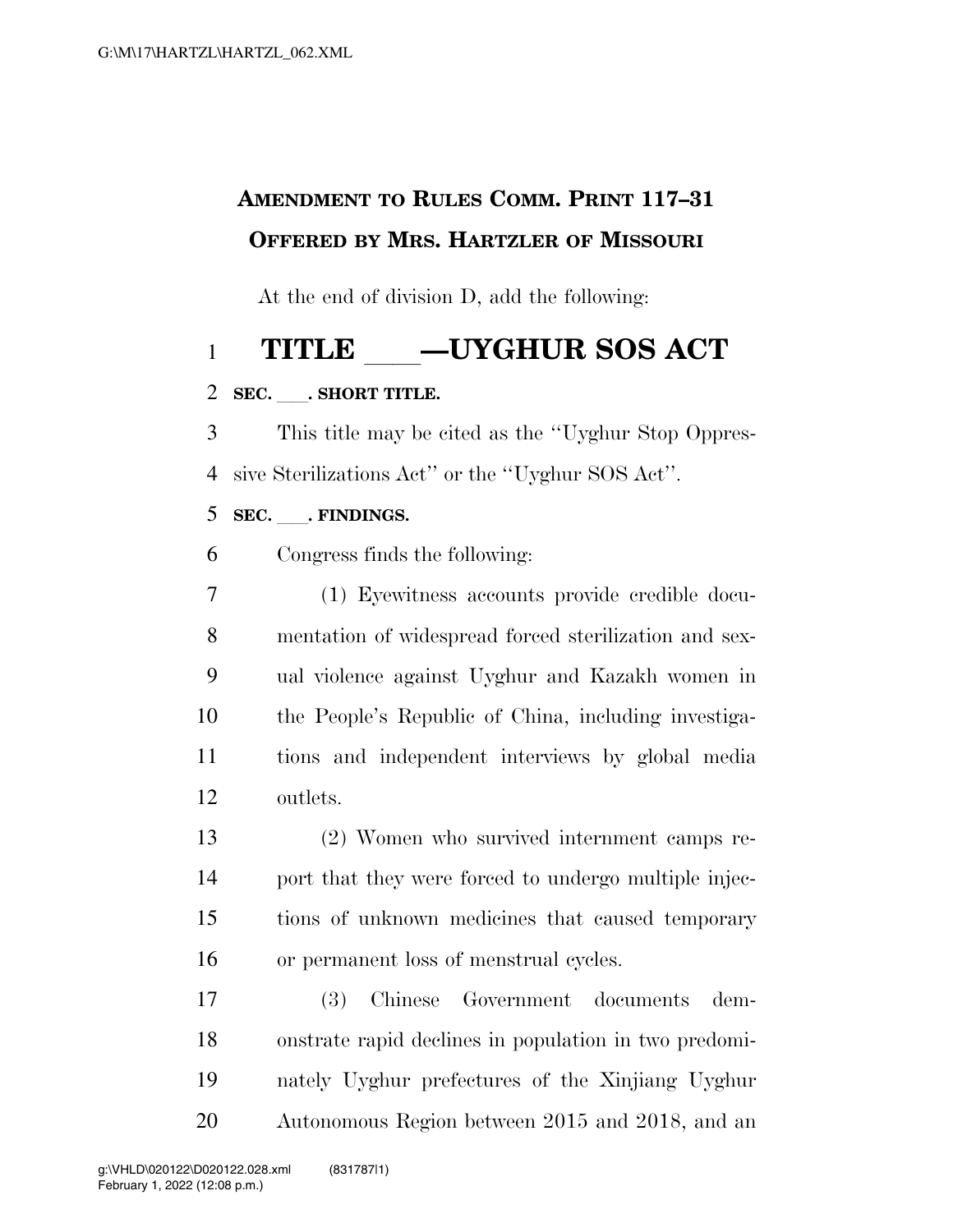**AMENDMENT TO RULES COMM. PRINT 117–31**
**OFFERED BY MRS. HARTZLER OF MISSOURI**

At the end of division D, add the following:

# TITLE \_\_\_\_—UYGHUR SOS ACT

**SEC. \_\_\_. SHORT TITLE.**

This title may be cited as the ''Uyghur Stop Oppressive Sterilizations Act'' or the ''Uyghur SOS Act''.

**SEC. \_\_\_. FINDINGS.**

Congress finds the following:

(1) Eyewitness accounts provide credible documentation of widespread forced sterilization and sexual violence against Uyghur and Kazakh women in the People's Republic of China, including investigations and independent interviews by global media outlets.

(2) Women who survived internment camps report that they were forced to undergo multiple injections of unknown medicines that caused temporary or permanent loss of menstrual cycles.

(3) Chinese Government documents demonstrate rapid declines in population in two predominately Uyghur prefectures of the Xinjiang Uyghur Autonomous Region between 2015 and 2018, and an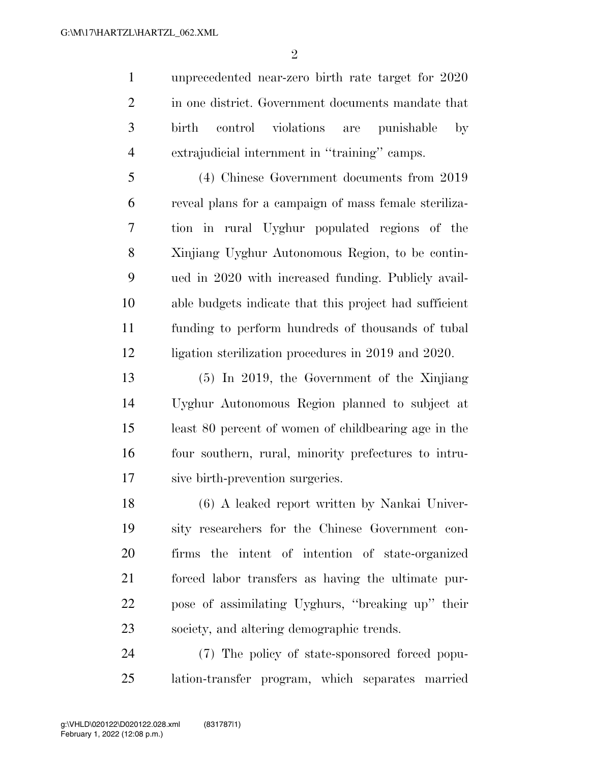unprecedented near-zero birth rate target for 2020 in one district. Government documents mandate that birth control violations are punishable by extrajudicial internment in ''training'' camps.

(4) Chinese Government documents from 2019 reveal plans for a campaign of mass female sterilization in rural Uyghur populated regions of the Xinjiang Uyghur Autonomous Region, to be continued in 2020 with increased funding. Publicly available budgets indicate that this project had sufficient funding to perform hundreds of thousands of tubal ligation sterilization procedures in 2019 and 2020.

(5) In 2019, the Government of the Xinjiang Uyghur Autonomous Region planned to subject at least 80 percent of women of childbearing age in the four southern, rural, minority prefectures to intrusive birth-prevention surgeries.

(6) A leaked report written by Nankai University researchers for the Chinese Government confirms the intent of intention of state-organized forced labor transfers as having the ultimate purpose of assimilating Uyghurs, ''breaking up'' their society, and altering demographic trends.

(7) The policy of state-sponsored forced population-transfer program, which separates married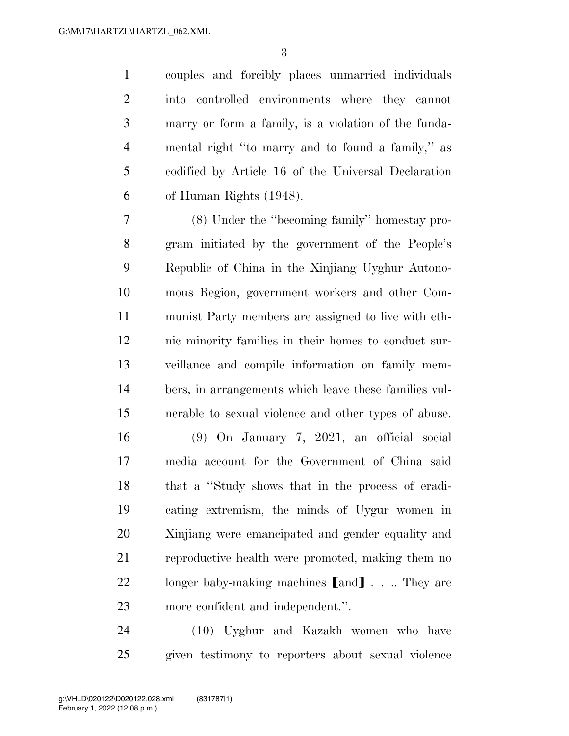couples and forcibly places unmarried individuals into controlled environments where they cannot marry or form a family, is a violation of the fundamental right "to marry and to found a family," as codified by Article 16 of the Universal Declaration of Human Rights (1948).

(8) Under the "becoming family" homestay program initiated by the government of the People's Republic of China in the Xinjiang Uyghur Autonomous Region, government workers and other Communist Party members are assigned to live with ethnic minority families in their homes to conduct surveillance and compile information on family members, in arrangements which leave these families vulnerable to sexual violence and other types of abuse.

(9) On January 7, 2021, an official social media account for the Government of China said that a "Study shows that in the process of eradicating extremism, the minds of Uygur women in Xinjiang were emancipated and gender equality and reproductive health were promoted, making them no longer baby-making machines 【and】 . . .. They are more confident and independent.".

(10) Uyghur and Kazakh women who have given testimony to reporters about sexual violence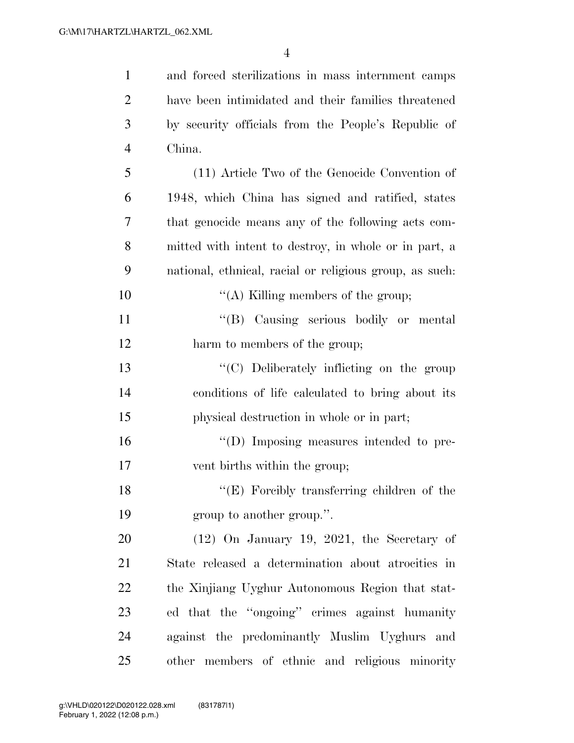and forced sterilizations in mass internment camps have been intimidated and their families threatened by security officials from the People's Republic of China.

(11) Article Two of the Genocide Convention of 1948, which China has signed and ratified, states that genocide means any of the following acts committed with intent to destroy, in whole or in part, a national, ethnical, racial or religious group, as such:

"(A) Killing members of the group;

"(B) Causing serious bodily or mental harm to members of the group;

"(C) Deliberately inflicting on the group conditions of life calculated to bring about its physical destruction in whole or in part;

"(D) Imposing measures intended to prevent births within the group;

"(E) Forcibly transferring children of the group to another group.".

(12) On January 19, 2021, the Secretary of State released a determination about atrocities in the Xinjiang Uyghur Autonomous Region that stated that the "ongoing" crimes against humanity against the predominantly Muslim Uyghurs and other members of ethnic and religious minority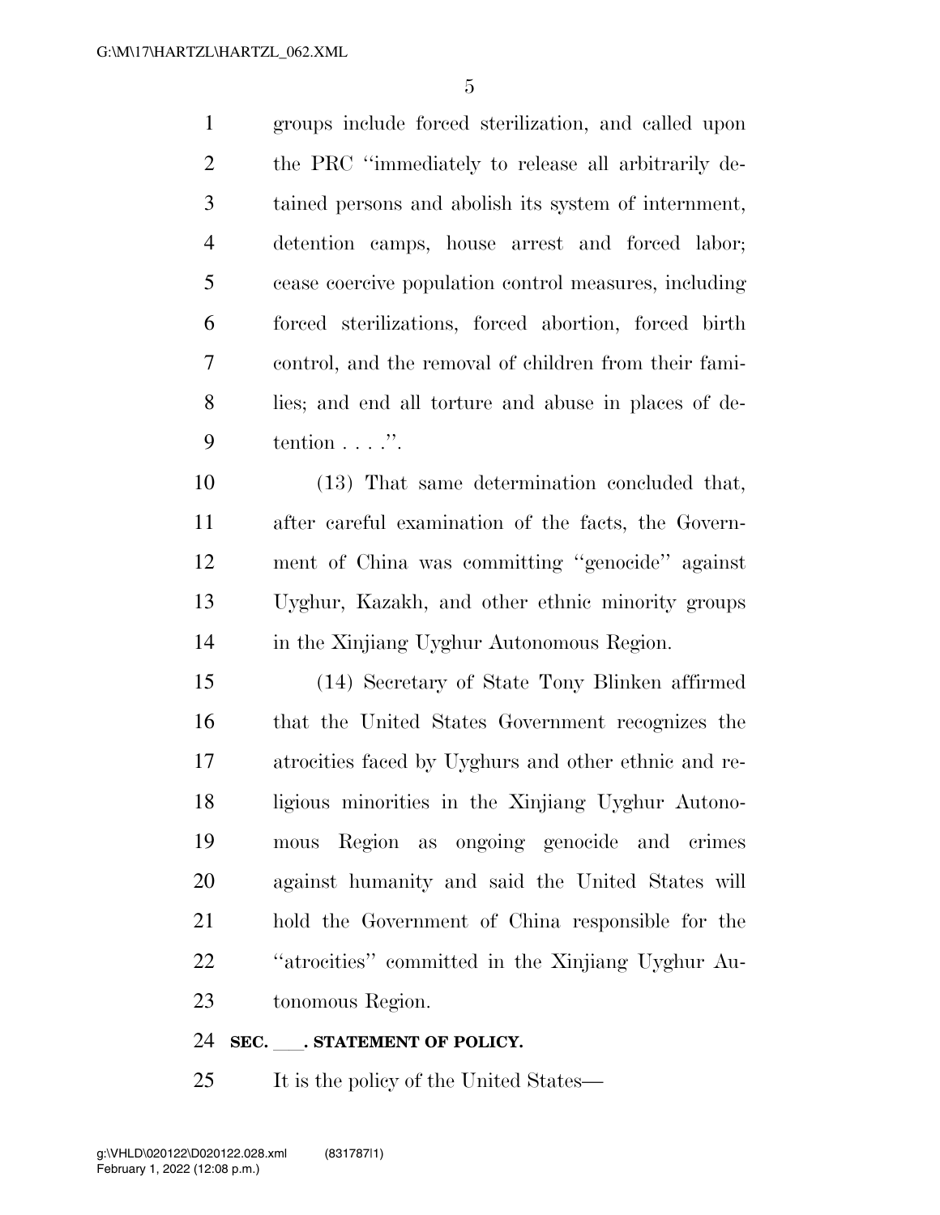groups include forced sterilization, and called upon the PRC "immediately to release all arbitrarily detained persons and abolish its system of internment, detention camps, house arrest and forced labor; cease coercive population control measures, including forced sterilizations, forced abortion, forced birth control, and the removal of children from their families; and end all torture and abuse in places of detention . . . .".

(13) That same determination concluded that, after careful examination of the facts, the Government of China was committing "genocide" against Uyghur, Kazakh, and other ethnic minority groups in the Xinjiang Uyghur Autonomous Region.

(14) Secretary of State Tony Blinken affirmed that the United States Government recognizes the atrocities faced by Uyghurs and other ethnic and religious minorities in the Xinjiang Uyghur Autonomous Region as ongoing genocide and crimes against humanity and said the United States will hold the Government of China responsible for the "atrocities" committed in the Xinjiang Uyghur Autonomous Region.

**SEC. ___. STATEMENT OF POLICY.**

It is the policy of the United States—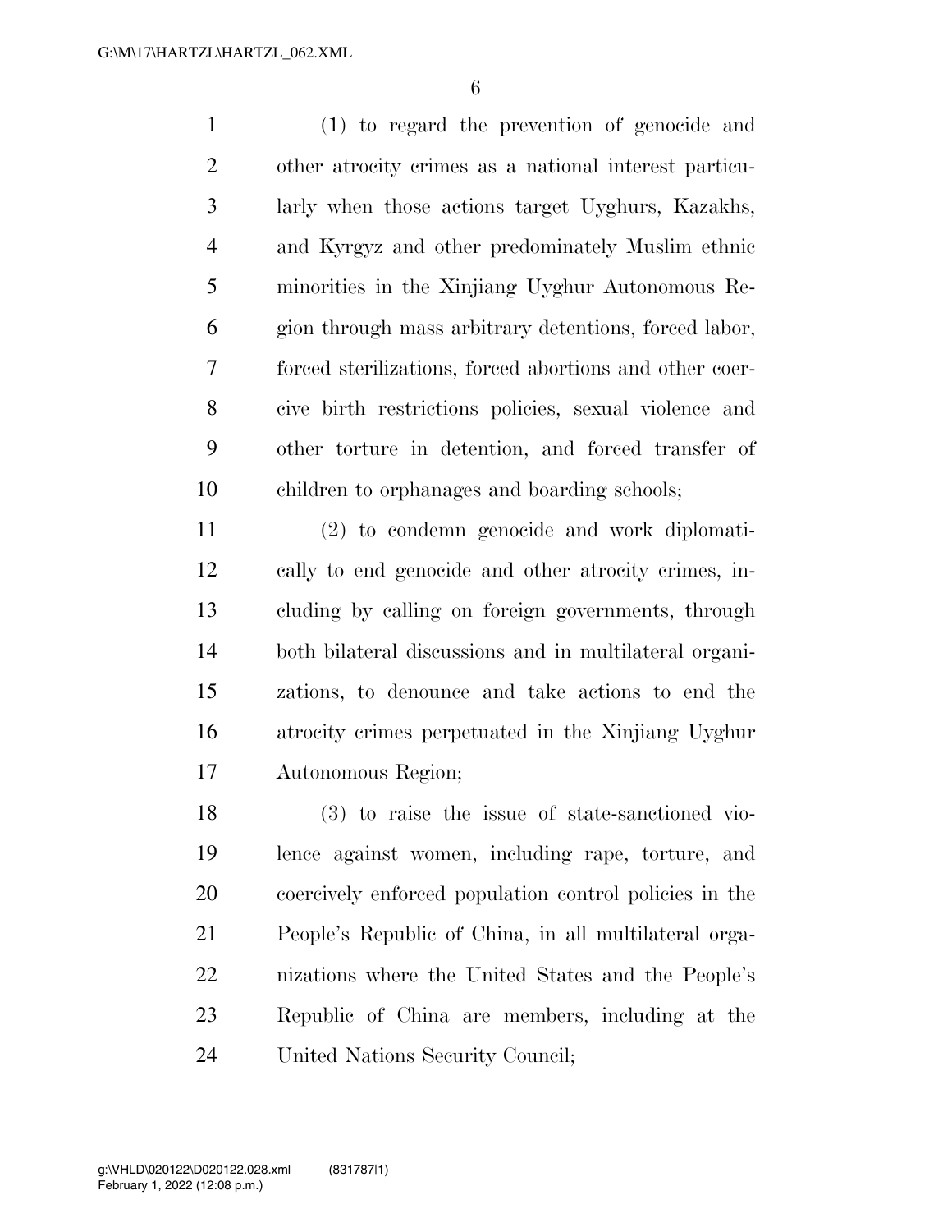(1) to regard the prevention of genocide and other atrocity crimes as a national interest particularly when those actions target Uyghurs, Kazakhs, and Kyrgyz and other predominately Muslim ethnic minorities in the Xinjiang Uyghur Autonomous Region through mass arbitrary detentions, forced labor, forced sterilizations, forced abortions and other coercive birth restrictions policies, sexual violence and other torture in detention, and forced transfer of children to orphanages and boarding schools;

(2) to condemn genocide and work diplomatically to end genocide and other atrocity crimes, including by calling on foreign governments, through both bilateral discussions and in multilateral organizations, to denounce and take actions to end the atrocity crimes perpetuated in the Xinjiang Uyghur Autonomous Region;

(3) to raise the issue of state-sanctioned violence against women, including rape, torture, and coercively enforced population control policies in the People's Republic of China, in all multilateral organizations where the United States and the People's Republic of China are members, including at the United Nations Security Council;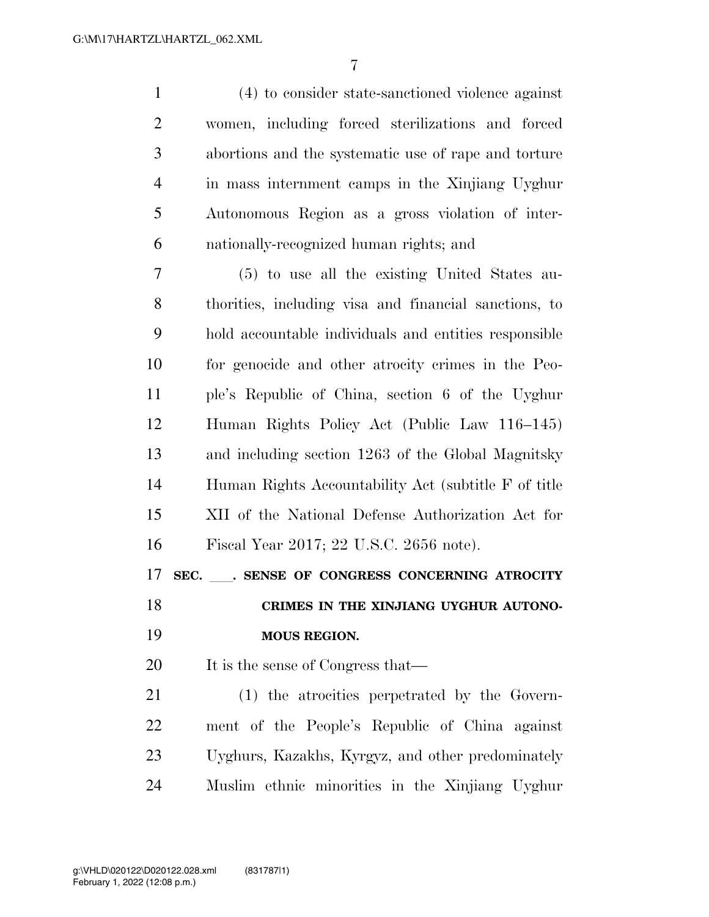(4) to consider state-sanctioned violence against women, including forced sterilizations and forced abortions and the systematic use of rape and torture in mass internment camps in the Xinjiang Uyghur Autonomous Region as a gross violation of internationally-recognized human rights; and

(5) to use all the existing United States authorities, including visa and financial sanctions, to hold accountable individuals and entities responsible for genocide and other atrocity crimes in the People's Republic of China, section 6 of the Uyghur Human Rights Policy Act (Public Law 116–145) and including section 1263 of the Global Magnitsky Human Rights Accountability Act (subtitle F of title XII of the National Defense Authorization Act for Fiscal Year 2017; 22 U.S.C. 2656 note).

**SEC. \_\_\_. SENSE OF CONGRESS CONCERNING ATROCITY CRIMES IN THE XINJIANG UYGHUR AUTONOMOUS REGION.**

It is the sense of Congress that—

(1) the atrocities perpetrated by the Government of the People's Republic of China against Uyghurs, Kazakhs, Kyrgyz, and other predominately Muslim ethnic minorities in the Xinjiang Uyghur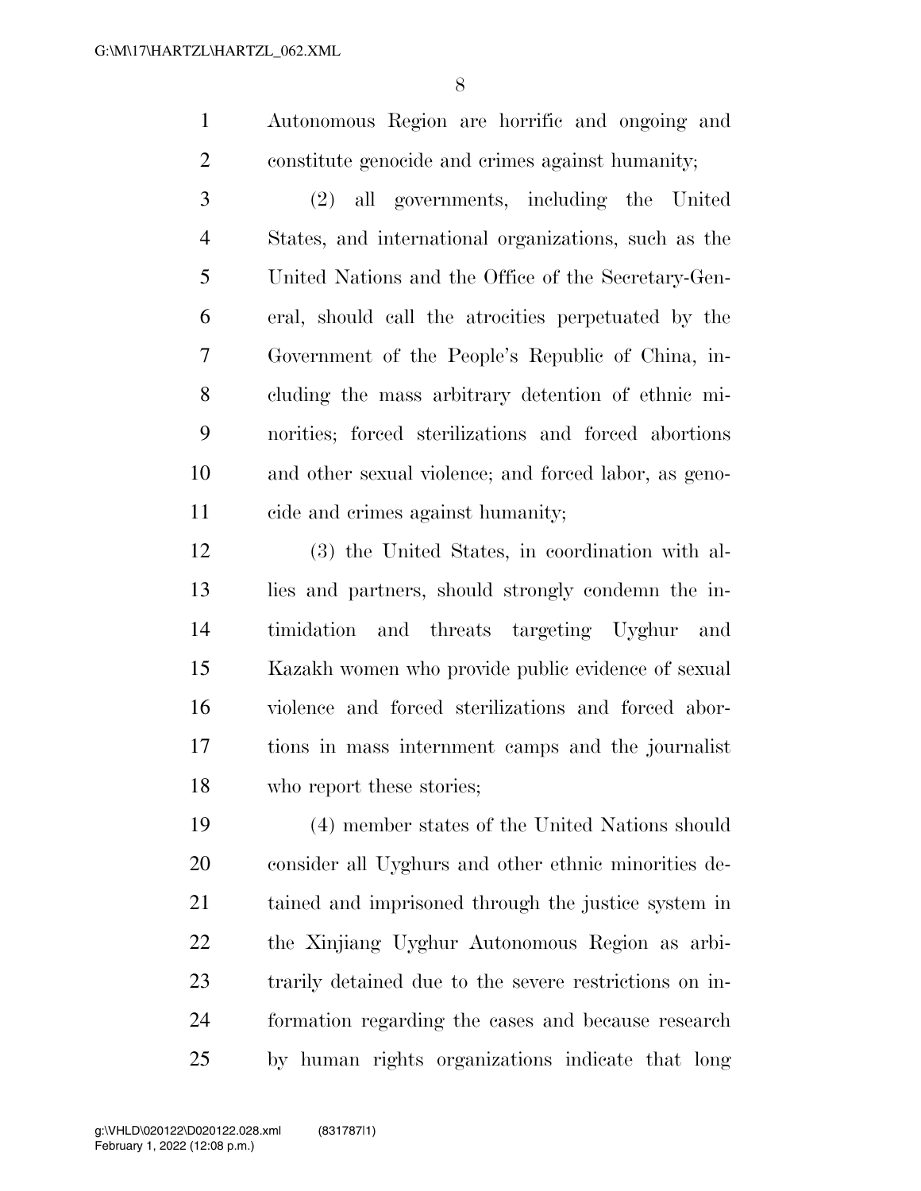Autonomous Region are horrific and ongoing and constitute genocide and crimes against humanity;

(2) all governments, including the United States, and international organizations, such as the United Nations and the Office of the Secretary-General, should call the atrocities perpetuated by the Government of the People's Republic of China, including the mass arbitrary detention of ethnic minorities; forced sterilizations and forced abortions and other sexual violence; and forced labor, as genocide and crimes against humanity;

(3) the United States, in coordination with allies and partners, should strongly condemn the intimidation and threats targeting Uyghur and Kazakh women who provide public evidence of sexual violence and forced sterilizations and forced abortions in mass internment camps and the journalist who report these stories;

(4) member states of the United Nations should consider all Uyghurs and other ethnic minorities detained and imprisoned through the justice system in the Xinjiang Uyghur Autonomous Region as arbitrarily detained due to the severe restrictions on information regarding the cases and because research by human rights organizations indicate that long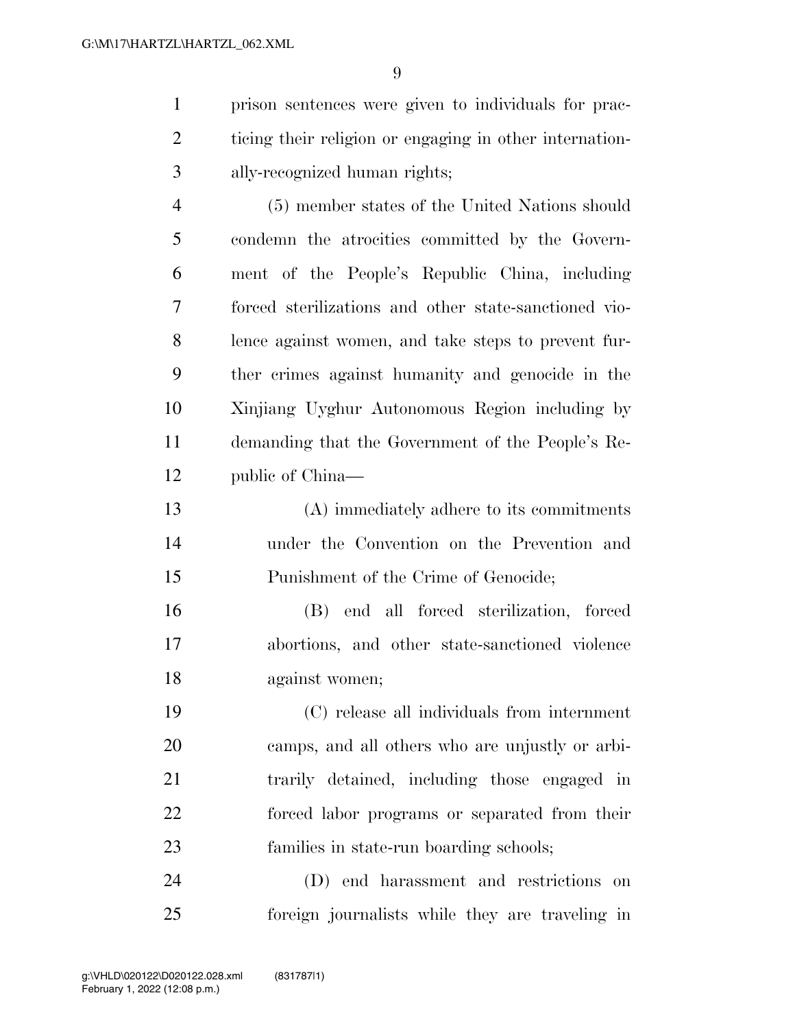prison sentences were given to individuals for practicing their religion or engaging in other internationally-recognized human rights;

(5) member states of the United Nations should condemn the atrocities committed by the Government of the People's Republic China, including forced sterilizations and other state-sanctioned violence against women, and take steps to prevent further crimes against humanity and genocide in the Xinjiang Uyghur Autonomous Region including by demanding that the Government of the People's Republic of China—

(A) immediately adhere to its commitments under the Convention on the Prevention and Punishment of the Crime of Genocide;

(B) end all forced sterilization, forced abortions, and other state-sanctioned violence against women;

(C) release all individuals from internment camps, and all others who are unjustly or arbitrarily detained, including those engaged in forced labor programs or separated from their families in state-run boarding schools;

(D) end harassment and restrictions on foreign journalists while they are traveling in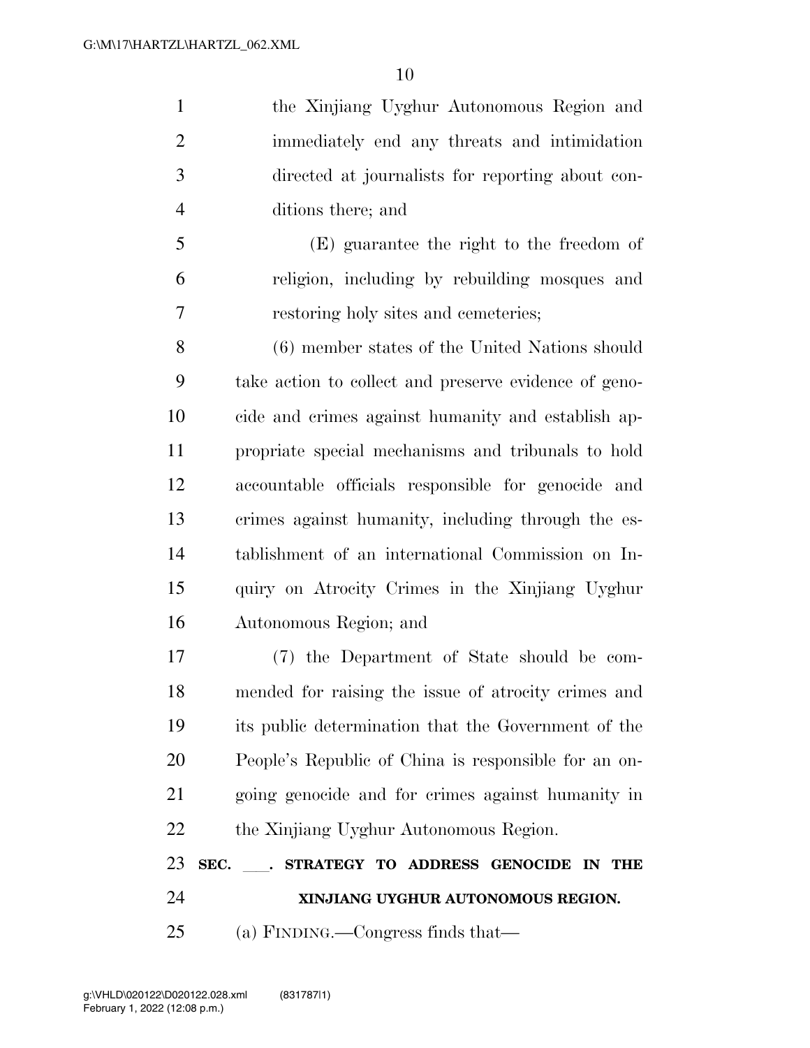the Xinjiang Uyghur Autonomous Region and immediately end any threats and intimidation directed at journalists for reporting about conditions there; and

(E) guarantee the right to the freedom of religion, including by rebuilding mosques and restoring holy sites and cemeteries;

(6) member states of the United Nations should take action to collect and preserve evidence of genocide and crimes against humanity and establish appropriate special mechanisms and tribunals to hold accountable officials responsible for genocide and crimes against humanity, including through the establishment of an international Commission on Inquiry on Atrocity Crimes in the Xinjiang Uyghur Autonomous Region; and

(7) the Department of State should be commended for raising the issue of atrocity crimes and its public determination that the Government of the People's Republic of China is responsible for an ongoing genocide and for crimes against humanity in the Xinjiang Uyghur Autonomous Region.

**SEC. \_\_\_. STRATEGY TO ADDRESS GENOCIDE IN THE XINJIANG UYGHUR AUTONOMOUS REGION.**

(a) FINDING.—Congress finds that—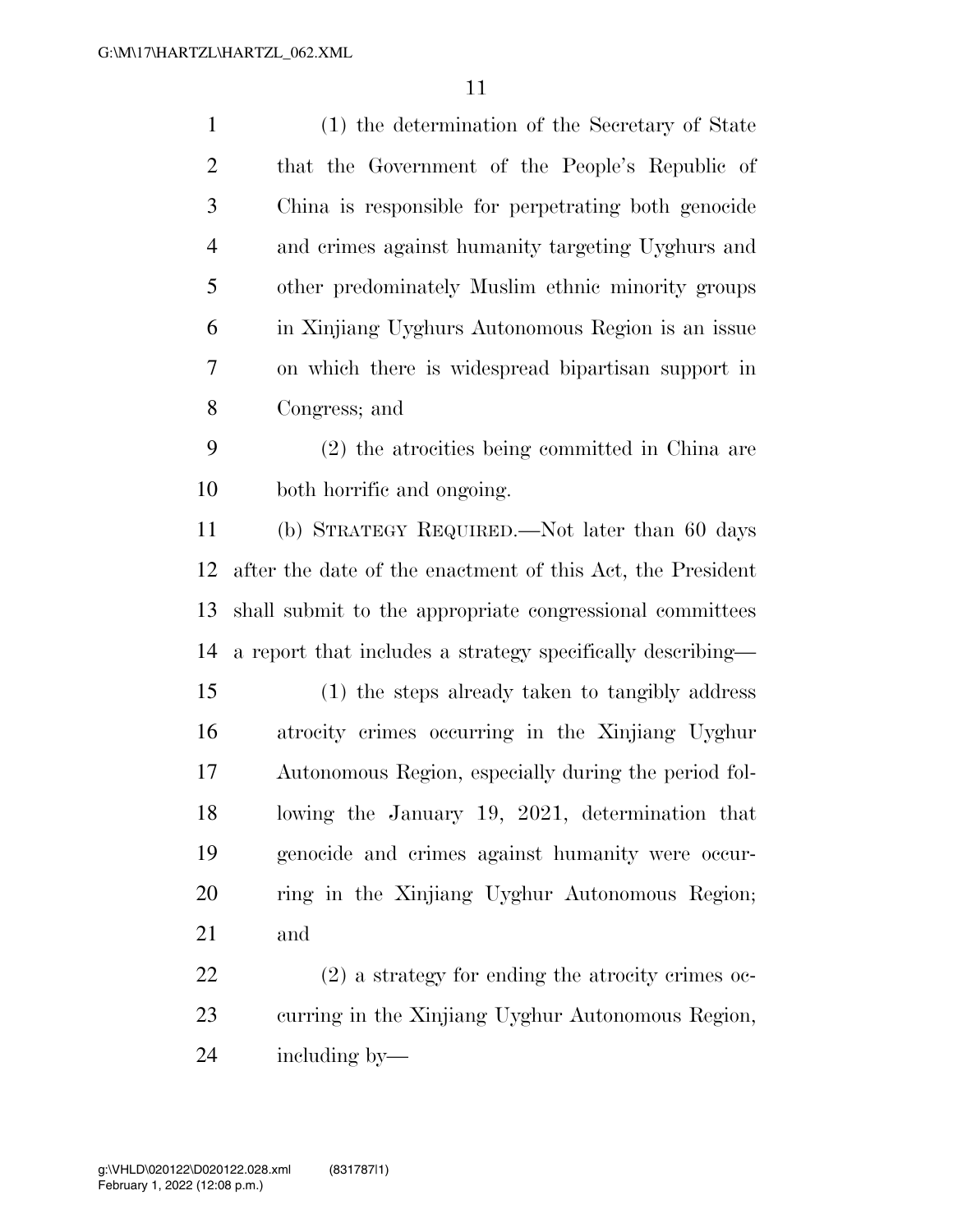(1) the determination of the Secretary of State that the Government of the People's Republic of China is responsible for perpetrating both genocide and crimes against humanity targeting Uyghurs and other predominately Muslim ethnic minority groups in Xinjiang Uyghurs Autonomous Region is an issue on which there is widespread bipartisan support in Congress; and

(2) the atrocities being committed in China are both horrific and ongoing.

(b) STRATEGY REQUIRED.—Not later than 60 days after the date of the enactment of this Act, the President shall submit to the appropriate congressional committees a report that includes a strategy specifically describing—

(1) the steps already taken to tangibly address atrocity crimes occurring in the Xinjiang Uyghur Autonomous Region, especially during the period following the January 19, 2021, determination that genocide and crimes against humanity were occurring in the Xinjiang Uyghur Autonomous Region; and

(2) a strategy for ending the atrocity crimes occurring in the Xinjiang Uyghur Autonomous Region, including by—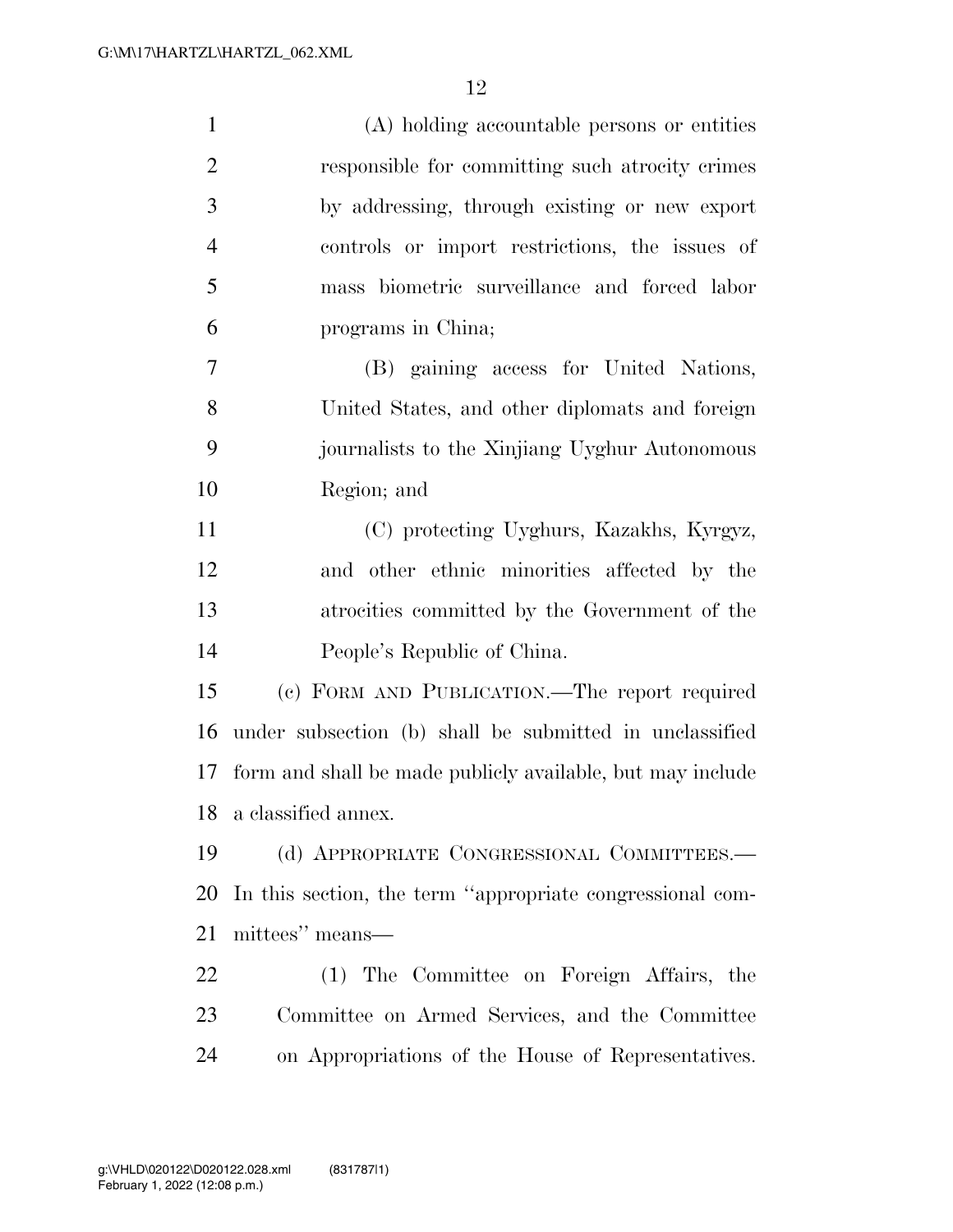(A) holding accountable persons or entities responsible for committing such atrocity crimes by addressing, through existing or new export controls or import restrictions, the issues of mass biometric surveillance and forced labor programs in China;

(B) gaining access for United Nations, United States, and other diplomats and foreign journalists to the Xinjiang Uyghur Autonomous Region; and

(C) protecting Uyghurs, Kazakhs, Kyrgyz, and other ethnic minorities affected by the atrocities committed by the Government of the People's Republic of China.

(c) FORM AND PUBLICATION.—The report required under subsection (b) shall be submitted in unclassified form and shall be made publicly available, but may include a classified annex.

(d) APPROPRIATE CONGRESSIONAL COMMITTEES.— In this section, the term ''appropriate congressional committees'' means—

(1) The Committee on Foreign Affairs, the Committee on Armed Services, and the Committee on Appropriations of the House of Representatives.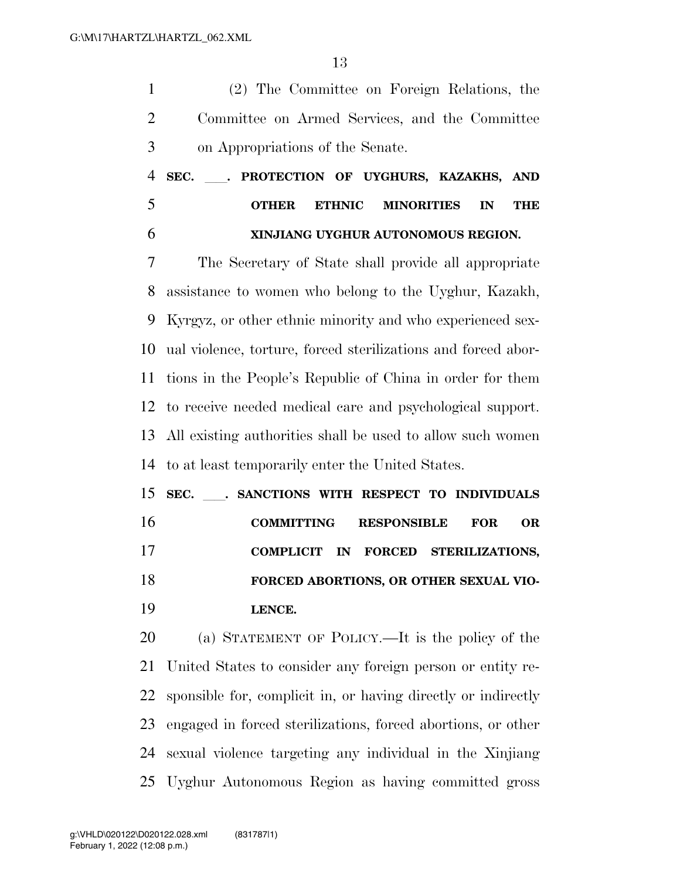(2) The Committee on Foreign Relations, the Committee on Armed Services, and the Committee on Appropriations of the Senate.

**SEC. ___. PROTECTION OF UYGHURS, KAZAKHS, AND OTHER ETHNIC MINORITIES IN THE XINJIANG UYGHUR AUTONOMOUS REGION.**

The Secretary of State shall provide all appropriate assistance to women who belong to the Uyghur, Kazakh, Kyrgyz, or other ethnic minority and who experienced sexual violence, torture, forced sterilizations and forced abortions in the People's Republic of China in order for them to receive needed medical care and psychological support. All existing authorities shall be used to allow such women to at least temporarily enter the United States.

**SEC. ___. SANCTIONS WITH RESPECT TO INDIVIDUALS COMMITTING RESPONSIBLE FOR OR COMPLICIT IN FORCED STERILIZATIONS, FORCED ABORTIONS, OR OTHER SEXUAL VIOLENCE.**

(a) STATEMENT OF POLICY.—It is the policy of the United States to consider any foreign person or entity responsible for, complicit in, or having directly or indirectly engaged in forced sterilizations, forced abortions, or other sexual violence targeting any individual in the Xinjiang Uyghur Autonomous Region as having committed gross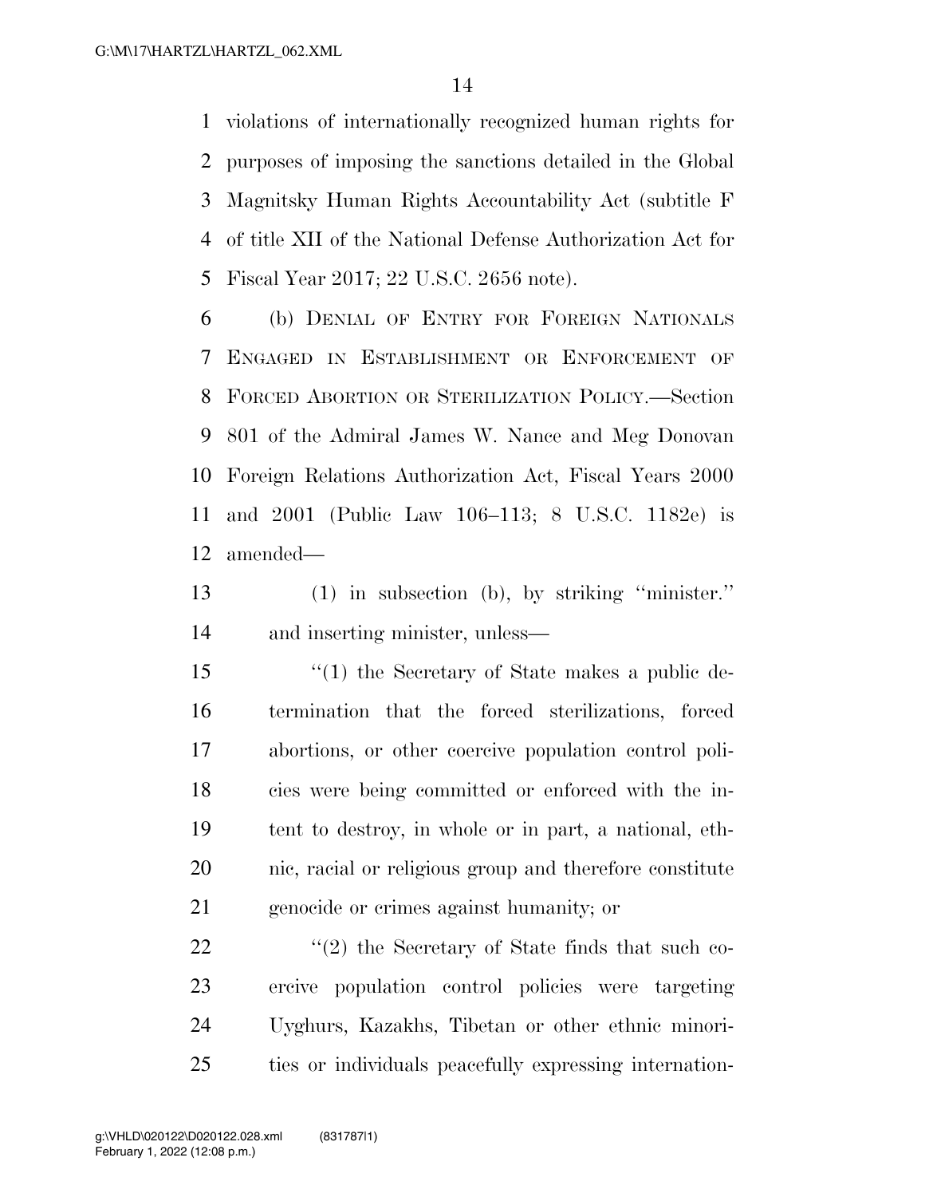violations of internationally recognized human rights for purposes of imposing the sanctions detailed in the Global Magnitsky Human Rights Accountability Act (subtitle F of title XII of the National Defense Authorization Act for Fiscal Year 2017; 22 U.S.C. 2656 note).

(b) DENIAL OF ENTRY FOR FOREIGN NATIONALS ENGAGED IN ESTABLISHMENT OR ENFORCEMENT OF FORCED ABORTION OR STERILIZATION POLICY.—Section 801 of the Admiral James W. Nance and Meg Donovan Foreign Relations Authorization Act, Fiscal Years 2000 and 2001 (Public Law 106–113; 8 U.S.C. 1182e) is amended—

(1) in subsection (b), by striking ''minister.'' and inserting minister, unless—

''(1) the Secretary of State makes a public determination that the forced sterilizations, forced abortions, or other coercive population control policies were being committed or enforced with the intent to destroy, in whole or in part, a national, ethnic, racial or religious group and therefore constitute genocide or crimes against humanity; or

''(2) the Secretary of State finds that such coercive population control policies were targeting Uyghurs, Kazakhs, Tibetan or other ethnic minorities or individuals peacefully expressing internation-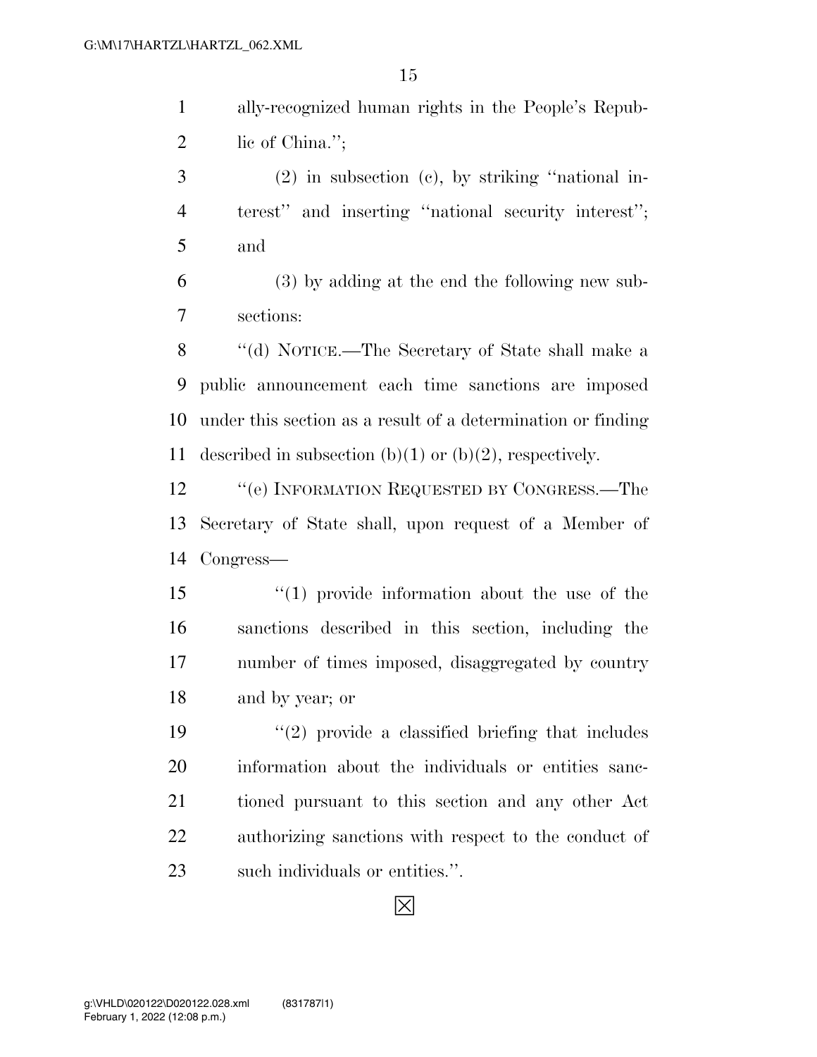ally-recognized human rights in the People's Republic of China.'';

(2) in subsection (c), by striking ''national interest'' and inserting ''national security interest''; and

(3) by adding at the end the following new subsections:

''(d) NOTICE.—The Secretary of State shall make a public announcement each time sanctions are imposed under this section as a result of a determination or finding described in subsection (b)(1) or (b)(2), respectively.

''(e) INFORMATION REQUESTED BY CONGRESS.—The Secretary of State shall, upon request of a Member of Congress—

''(1) provide information about the use of the sanctions described in this section, including the number of times imposed, disaggregated by country and by year; or

''(2) provide a classified briefing that includes information about the individuals or entities sanctioned pursuant to this section and any other Act authorizing sanctions with respect to the conduct of such individuals or entities.''.